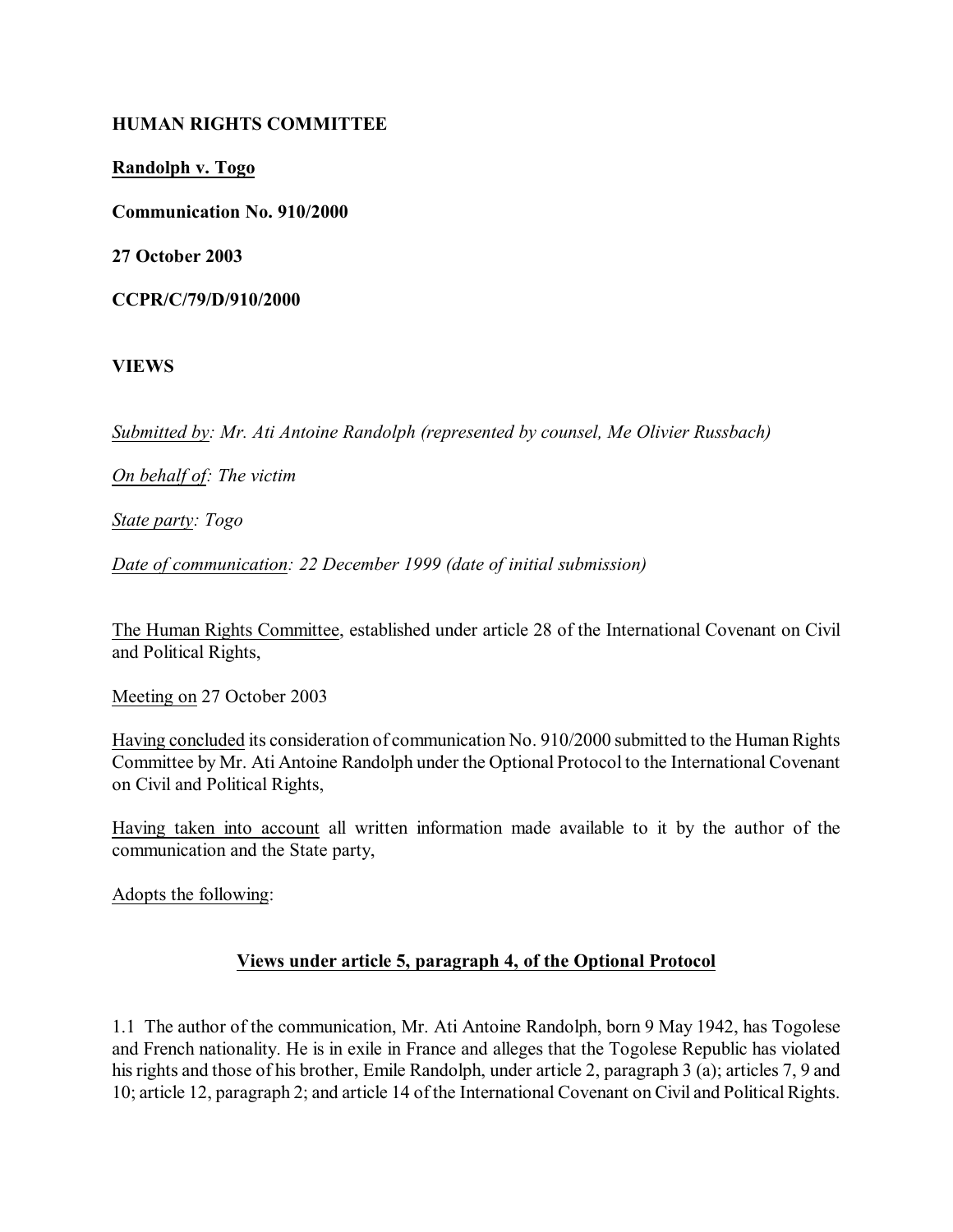**HUMAN RIGHTS COMMITTEE**

**Randolph v. Togo**

**Communication No. 910/2000**

**27 October 2003**

**CCPR/C/79/D/910/2000**

**VIEWS**

*Submitted by: Mr. Ati Antoine Randolph (represented by counsel, Me Olivier Russbach)*

*On behalf of: The victim*

*State party: Togo*

*Date of communication: 22 December 1999 (date of initial submission)*

The Human Rights Committee, established under article 28 of the International Covenant on Civil and Political Rights,

Meeting on 27 October 2003

Having concluded its consideration of communication No. 910/2000 submitted to the Human Rights Committee by Mr. Ati Antoine Randolph under the Optional Protocol to the International Covenant on Civil and Political Rights,

Having taken into account all written information made available to it by the author of the communication and the State party,

Adopts the following:

## Views under article 5, paragraph 4, of the Optional Protocol

1.1 The author of the communication, Mr. Ati Antoine Randolph, born 9 May 1942, has Togolese and French nationality. He is in exile in France and alleges that the Togolese Republic has violated his rights and those of his brother, Emile Randolph, under article 2, paragraph 3 (a); articles 7, 9 and 10; article 12, paragraph 2; and article 14 of the International Covenant on Civil and Political Rights.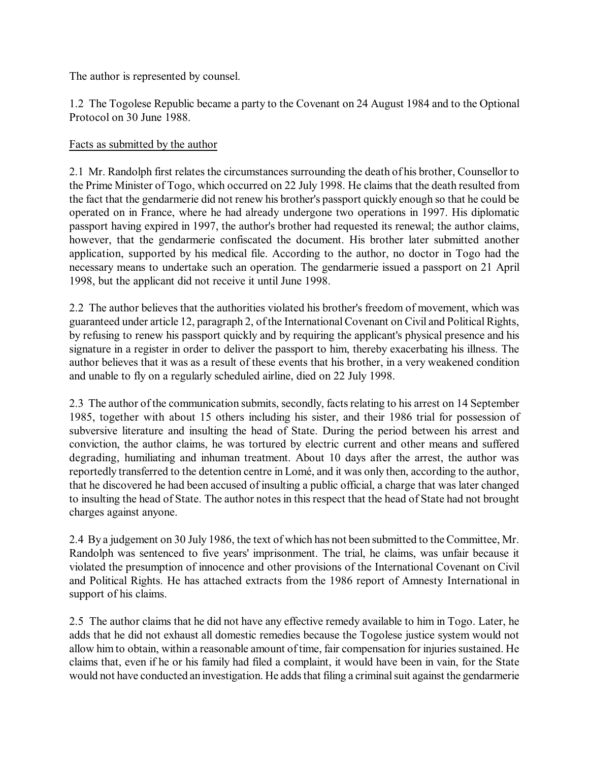The author is represented by counsel.

1.2 The Togolese Republic became a party to the Covenant on 24 August 1984 and to the Optional Protocol on 30 June 1988.

Facts as submitted by the author

2.1 Mr. Randolph first relates the circumstances surrounding the death of his brother, Counsellor to the Prime Minister of Togo, which occurred on 22 July 1998. He claims that the death resulted from the fact that the gendarmerie did not renew his brother's passport quickly enough so that he could be operated on in France, where he had already undergone two operations in 1997. His diplomatic passport having expired in 1997, the author's brother had requested its renewal; the author claims, however, that the gendarmerie confiscated the document. His brother later submitted another application, supported by his medical file. According to the author, no doctor in Togo had the necessary means to undertake such an operation. The gendarmerie issued a passport on 21 April 1998, but the applicant did not receive it until June 1998.

2.2 The author believes that the authorities violated his brother's freedom of movement, which was guaranteed under article 12, paragraph 2, of the International Covenant on Civil and Political Rights, by refusing to renew his passport quickly and by requiring the applicant's physical presence and his signature in a register in order to deliver the passport to him, thereby exacerbating his illness. The author believes that it was as a result of these events that his brother, in a very weakened condition and unable to fly on a regularly scheduled airline, died on 22 July 1998.

2.3 The author of the communication submits, secondly, facts relating to his arrest on 14 September 1985, together with about 15 others including his sister, and their 1986 trial for possession of subversive literature and insulting the head of State. During the period between his arrest and conviction, the author claims, he was tortured by electric current and other means and suffered degrading, humiliating and inhuman treatment. About 10 days after the arrest, the author was reportedly transferred to the detention centre in Lomé, and it was only then, according to the author, that he discovered he had been accused of insulting a public official, a charge that was later changed to insulting the head of State. The author notes in this respect that the head of State had not brought charges against anyone.

2.4 By a judgement on 30 July 1986, the text of which has not been submitted to the Committee, Mr. Randolph was sentenced to five years' imprisonment. The trial, he claims, was unfair because it violated the presumption of innocence and other provisions of the International Covenant on Civil and Political Rights. He has attached extracts from the 1986 report of Amnesty International in support of his claims.

2.5 The author claims that he did not have any effective remedy available to him in Togo. Later, he adds that he did not exhaust all domestic remedies because the Togolese justice system would not allow him to obtain, within a reasonable amount of time, fair compensation for injuries sustained. He claims that, even if he or his family had filed a complaint, it would have been in vain, for the State would not have conducted an investigation. He adds that filing a criminal suit against the gendarmerie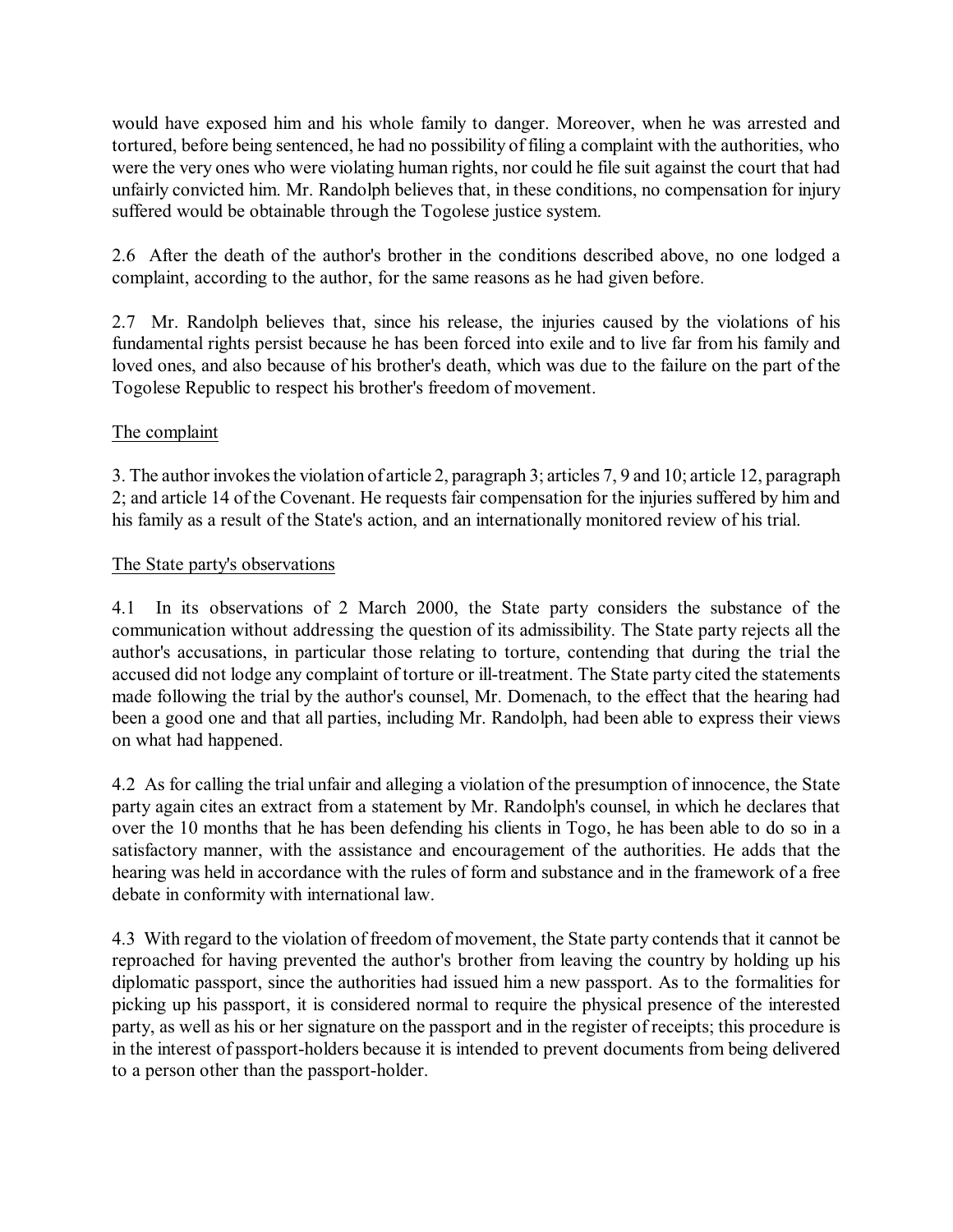would have exposed him and his whole family to danger. Moreover, when he was arrested and tortured, before being sentenced, he had no possibility of filing a complaint with the authorities, who were the very ones who were violating human rights, nor could he file suit against the court that had unfairly convicted him. Mr. Randolph believes that, in these conditions, no compensation for injury suffered would be obtainable through the Togolese justice system.

2.6 After the death of the author's brother in the conditions described above, no one lodged a complaint, according to the author, for the same reasons as he had given before.

2.7 Mr. Randolph believes that, since his release, the injuries caused by the violations of his fundamental rights persist because he has been forced into exile and to live far from his family and loved ones, and also because of his brother's death, which was due to the failure on the part of the Togolese Republic to respect his brother's freedom of movement.

## The complaint

3. The author invokes the violation of article 2, paragraph 3; articles 7, 9 and 10; article 12, paragraph 2; and article 14 of the Covenant. He requests fair compensation for the injuries suffered by him and his family as a result of the State's action, and an internationally monitored review of his trial.

## The State party's observations

4.1 In its observations of 2 March 2000, the State party considers the substance of the communication without addressing the question of its admissibility. The State party rejects all the author's accusations, in particular those relating to torture, contending that during the trial the accused did not lodge any complaint of torture or ill-treatment. The State party cited the statements made following the trial by the author's counsel, Mr. Domenach, to the effect that the hearing had been a good one and that all parties, including Mr. Randolph, had been able to express their views on what had happened.

4.2 As for calling the trial unfair and alleging a violation of the presumption of innocence, the State party again cites an extract from a statement by Mr. Randolph's counsel, in which he declares that over the 10 months that he has been defending his clients in Togo, he has been able to do so in a satisfactory manner, with the assistance and encouragement of the authorities. He adds that the hearing was held in accordance with the rules of form and substance and in the framework of a free debate in conformity with international law.

4.3 With regard to the violation of freedom of movement, the State party contends that it cannot be reproached for having prevented the author's brother from leaving the country by holding up his diplomatic passport, since the authorities had issued him a new passport. As to the formalities for picking up his passport, it is considered normal to require the physical presence of the interested party, as well as his or her signature on the passport and in the register of receipts; this procedure is in the interest of passport-holders because it is intended to prevent documents from being delivered to a person other than the passport-holder.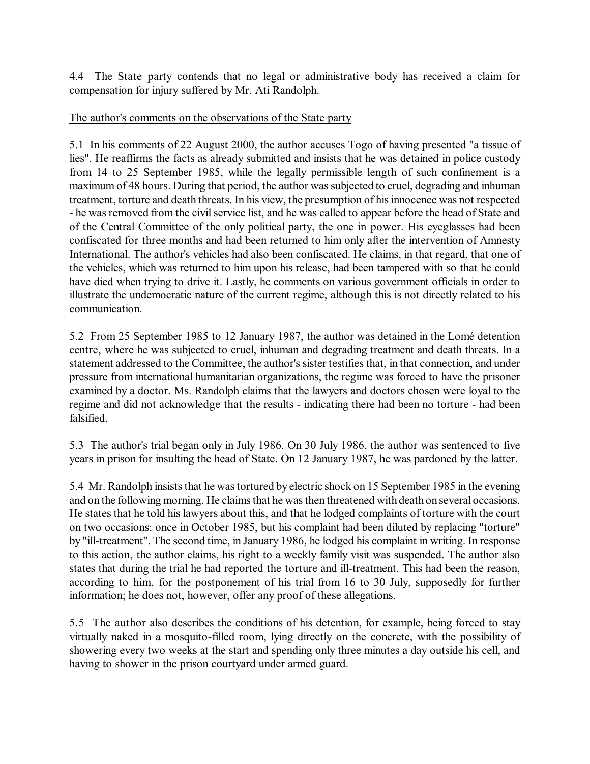4.4 The State party contends that no legal or administrative body has received a claim for compensation for injury suffered by Mr. Ati Randolph.

The author's comments on the observations of the State party

5.1 In his comments of 22 August 2000, the author accuses Togo of having presented "a tissue of lies". He reaffirms the facts as already submitted and insists that he was detained in police custody from 14 to 25 September 1985, while the legally permissible length of such confinement is a maximum of 48 hours. During that period, the author was subjected to cruel, degrading and inhuman treatment, torture and death threats. In his view, the presumption of his innocence was not respected - he was removed from the civil service list, and he was called to appear before the head of State and of the Central Committee of the only political party, the one in power. His eyeglasses had been confiscated for three months and had been returned to him only after the intervention of Amnesty International. The author's vehicles had also been confiscated. He claims, in that regard, that one of the vehicles, which was returned to him upon his release, had been tampered with so that he could have died when trying to drive it. Lastly, he comments on various government officials in order to illustrate the undemocratic nature of the current regime, although this is not directly related to his communication.

5.2 From 25 September 1985 to 12 January 1987, the author was detained in the Lomé detention centre, where he was subjected to cruel, inhuman and degrading treatment and death threats. In a statement addressed to the Committee, the author's sister testifies that, in that connection, and under pressure from international humanitarian organizations, the regime was forced to have the prisoner examined by a doctor. Ms. Randolph claims that the lawyers and doctors chosen were loyal to the regime and did not acknowledge that the results - indicating there had been no torture - had been falsified.

5.3 The author's trial began only in July 1986. On 30 July 1986, the author was sentenced to five years in prison for insulting the head of State. On 12 January 1987, he was pardoned by the latter.

5.4 Mr. Randolph insists that he was tortured by electric shock on 15 September 1985 in the evening and on the following morning. He claims that he was then threatened with death on several occasions. He states that he told his lawyers about this, and that he lodged complaints of torture with the court on two occasions: once in October 1985, but his complaint had been diluted by replacing "torture" by "ill-treatment". The second time, in January 1986, he lodged his complaint in writing. In response to this action, the author claims, his right to a weekly family visit was suspended. The author also states that during the trial he had reported the torture and ill-treatment. This had been the reason, according to him, for the postponement of his trial from 16 to 30 July, supposedly for further information; he does not, however, offer any proof of these allegations.

5.5 The author also describes the conditions of his detention, for example, being forced to stay virtually naked in a mosquito-filled room, lying directly on the concrete, with the possibility of showering every two weeks at the start and spending only three minutes a day outside his cell, and having to shower in the prison courtyard under armed guard.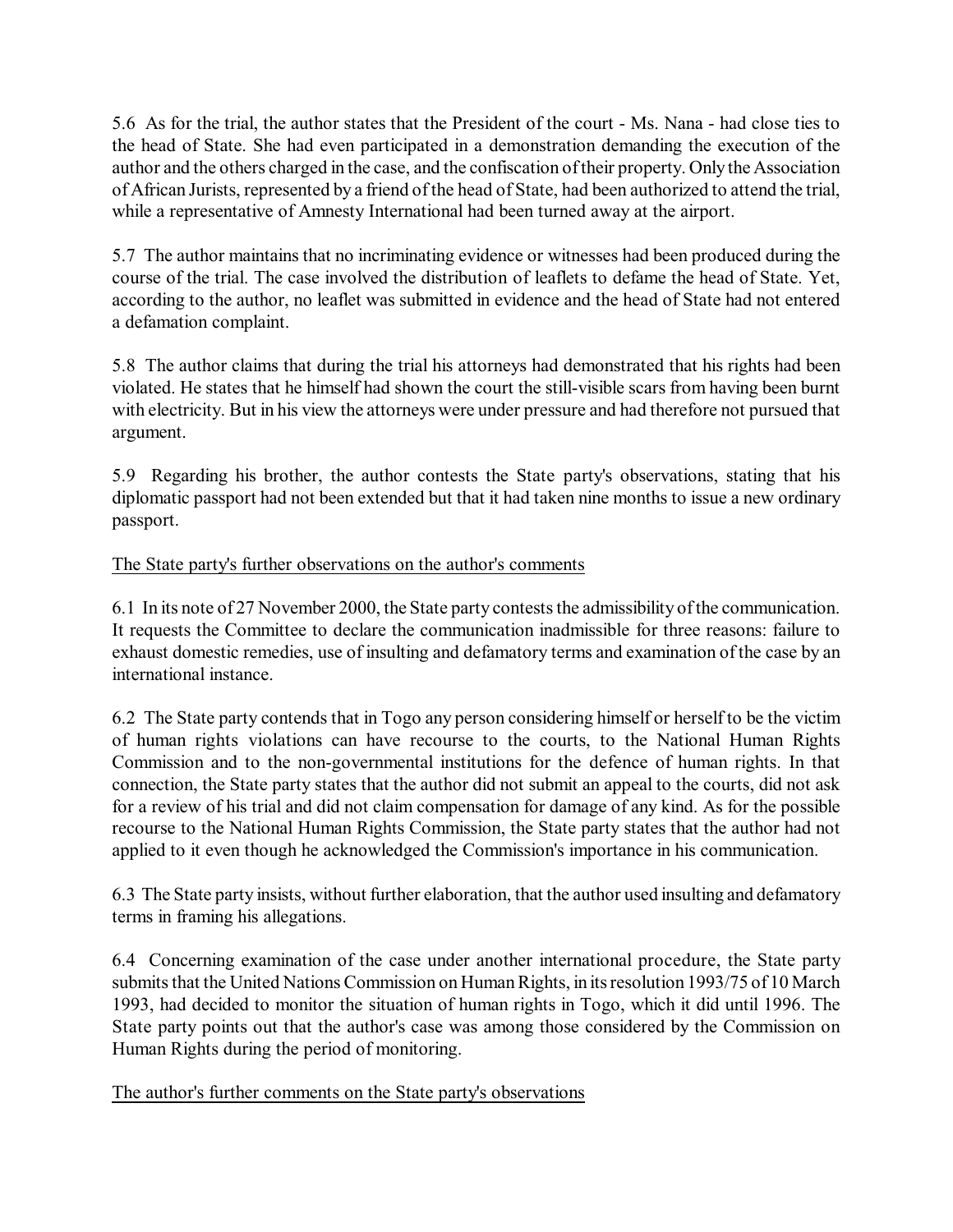5.6 As for the trial, the author states that the President of the court - Ms. Nana - had close ties to the head of State. She had even participated in a demonstration demanding the execution of the author and the others charged in the case, and the confiscation of their property. Only the Association of African Jurists, represented by a friend of the head of State, had been authorized to attend the trial, while a representative of Amnesty International had been turned away at the airport.

5.7 The author maintains that no incriminating evidence or witnesses had been produced during the course of the trial. The case involved the distribution of leaflets to defame the head of State. Yet, according to the author, no leaflet was submitted in evidence and the head of State had not entered a defamation complaint.

5.8 The author claims that during the trial his attorneys had demonstrated that his rights had been violated. He states that he himself had shown the court the still-visible scars from having been burnt with electricity. But in his view the attorneys were under pressure and had therefore not pursued that argument.

5.9 Regarding his brother, the author contests the State party's observations, stating that his diplomatic passport had not been extended but that it had taken nine months to issue a new ordinary passport.

The State party's further observations on the author's comments

6.1 In its note of 27 November 2000, the State party contests the admissibility of the communication. It requests the Committee to declare the communication inadmissible for three reasons: failure to exhaust domestic remedies, use of insulting and defamatory terms and examination of the case by an international instance.

6.2 The State party contends that in Togo any person considering himself or herself to be the victim of human rights violations can have recourse to the courts, to the National Human Rights Commission and to the non-governmental institutions for the defence of human rights. In that connection, the State party states that the author did not submit an appeal to the courts, did not ask for a review of his trial and did not claim compensation for damage of any kind. As for the possible recourse to the National Human Rights Commission, the State party states that the author had not applied to it even though he acknowledged the Commission's importance in his communication.

6.3 The State party insists, without further elaboration, that the author used insulting and defamatory terms in framing his allegations.

6.4 Concerning examination of the case under another international procedure, the State party submits that the United Nations Commission on Human Rights, in its resolution 1993/75 of 10 March 1993, had decided to monitor the situation of human rights in Togo, which it did until 1996. The State party points out that the author's case was among those considered by the Commission on Human Rights during the period of monitoring.

The author's further comments on the State party's observations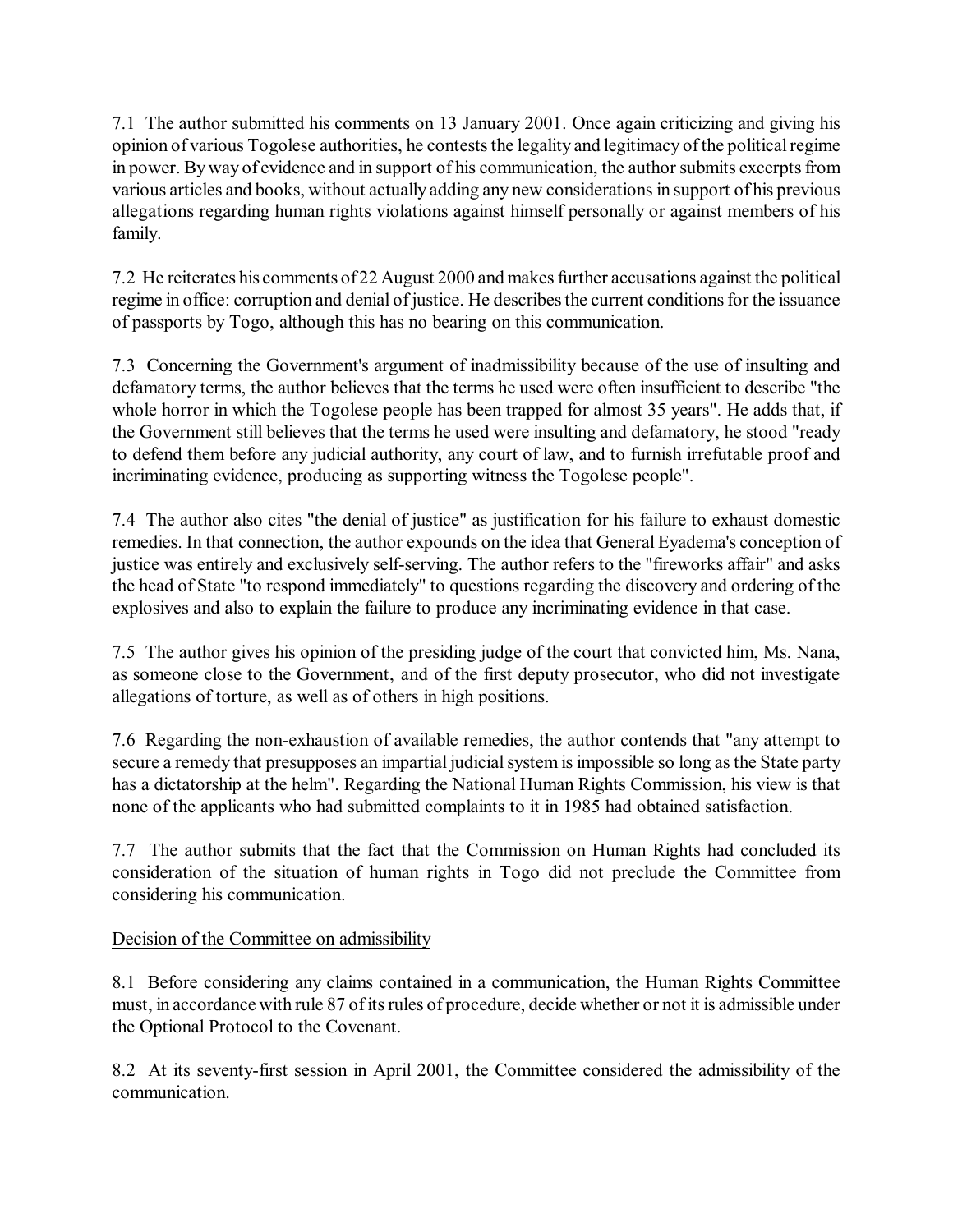7.1 The author submitted his comments on 13 January 2001. Once again criticizing and giving his opinion of various Togolese authorities, he contests the legality and legitimacy of the political regime in power. By way of evidence and in support of his communication, the author submits excerpts from various articles and books, without actually adding any new considerations in support of his previous allegations regarding human rights violations against himself personally or against members of his family.

7.2 He reiterates his comments of 22 August 2000 and makes further accusations against the political regime in office: corruption and denial of justice. He describes the current conditions for the issuance of passports by Togo, although this has no bearing on this communication.

7.3 Concerning the Government's argument of inadmissibility because of the use of insulting and defamatory terms, the author believes that the terms he used were often insufficient to describe "the whole horror in which the Togolese people has been trapped for almost 35 years". He adds that, if the Government still believes that the terms he used were insulting and defamatory, he stood "ready to defend them before any judicial authority, any court of law, and to furnish irrefutable proof and incriminating evidence, producing as supporting witness the Togolese people".

7.4 The author also cites "the denial of justice" as justification for his failure to exhaust domestic remedies. In that connection, the author expounds on the idea that General Eyadema's conception of justice was entirely and exclusively self-serving. The author refers to the "fireworks affair" and asks the head of State "to respond immediately" to questions regarding the discovery and ordering of the explosives and also to explain the failure to produce any incriminating evidence in that case.

7.5 The author gives his opinion of the presiding judge of the court that convicted him, Ms. Nana, as someone close to the Government, and of the first deputy prosecutor, who did not investigate allegations of torture, as well as of others in high positions.

7.6 Regarding the non-exhaustion of available remedies, the author contends that "any attempt to secure a remedy that presupposes an impartial judicial system is impossible so long as the State party has a dictatorship at the helm". Regarding the National Human Rights Commission, his view is that none of the applicants who had submitted complaints to it in 1985 had obtained satisfaction.

7.7 The author submits that the fact that the Commission on Human Rights had concluded its consideration of the situation of human rights in Togo did not preclude the Committee from considering his communication.

## Decision of the Committee on admissibility

8.1 Before considering any claims contained in a communication, the Human Rights Committee must, in accordance with rule 87 of its rules of procedure, decide whether or not it is admissible under the Optional Protocol to the Covenant.

8.2 At its seventy-first session in April 2001, the Committee considered the admissibility of the communication.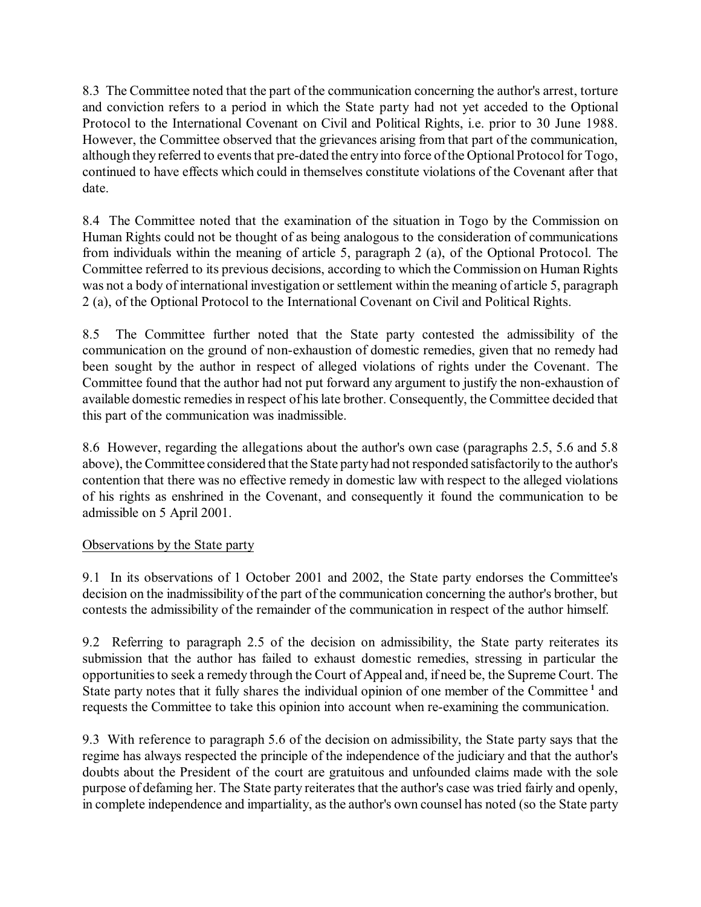8.3 The Committee noted that the part of the communication concerning the author's arrest, torture and conviction refers to a period in which the State party had not yet acceded to the Optional Protocol to the International Covenant on Civil and Political Rights, i.e. prior to 30 June 1988. However, the Committee observed that the grievances arising from that part of the communication, although they referred to events that pre-dated the entry into force of the Optional Protocol for Togo, continued to have effects which could in themselves constitute violations of the Covenant after that date.

8.4 The Committee noted that the examination of the situation in Togo by the Commission on Human Rights could not be thought of as being analogous to the consideration of communications from individuals within the meaning of article 5, paragraph 2 (a), of the Optional Protocol. The Committee referred to its previous decisions, according to which the Commission on Human Rights was not a body of international investigation or settlement within the meaning of article 5, paragraph 2 (a), of the Optional Protocol to the International Covenant on Civil and Political Rights.

8.5 The Committee further noted that the State party contested the admissibility of the communication on the ground of non-exhaustion of domestic remedies, given that no remedy had been sought by the author in respect of alleged violations of rights under the Covenant. The Committee found that the author had not put forward any argument to justify the non-exhaustion of available domestic remedies in respect of his late brother. Consequently, the Committee decided that this part of the communication was inadmissible.

8.6 However, regarding the allegations about the author's own case (paragraphs 2.5, 5.6 and 5.8 above), the Committee considered that the State party had not responded satisfactorily to the author's contention that there was no effective remedy in domestic law with respect to the alleged violations of his rights as enshrined in the Covenant, and consequently it found the communication to be admissible on 5 April 2001.

Observations by the State party

9.1 In its observations of 1 October 2001 and 2002, the State party endorses the Committee's decision on the inadmissibility of the part of the communication concerning the author's brother, but contests the admissibility of the remainder of the communication in respect of the author himself.

9.2 Referring to paragraph 2.5 of the decision on admissibility, the State party reiterates its submission that the author has failed to exhaust domestic remedies, stressing in particular the opportunities to seek a remedy through the Court of Appeal and, if need be, the Supreme Court. The State party notes that it fully shares the individual opinion of one member of the Committee [1] and requests the Committee to take this opinion into account when re-examining the communication.

9.3 With reference to paragraph 5.6 of the decision on admissibility, the State party says that the regime has always respected the principle of the independence of the judiciary and that the author's doubts about the President of the court are gratuitous and unfounded claims made with the sole purpose of defaming her. The State party reiterates that the author's case was tried fairly and openly, in complete independence and impartiality, as the author's own counsel has noted (so the State party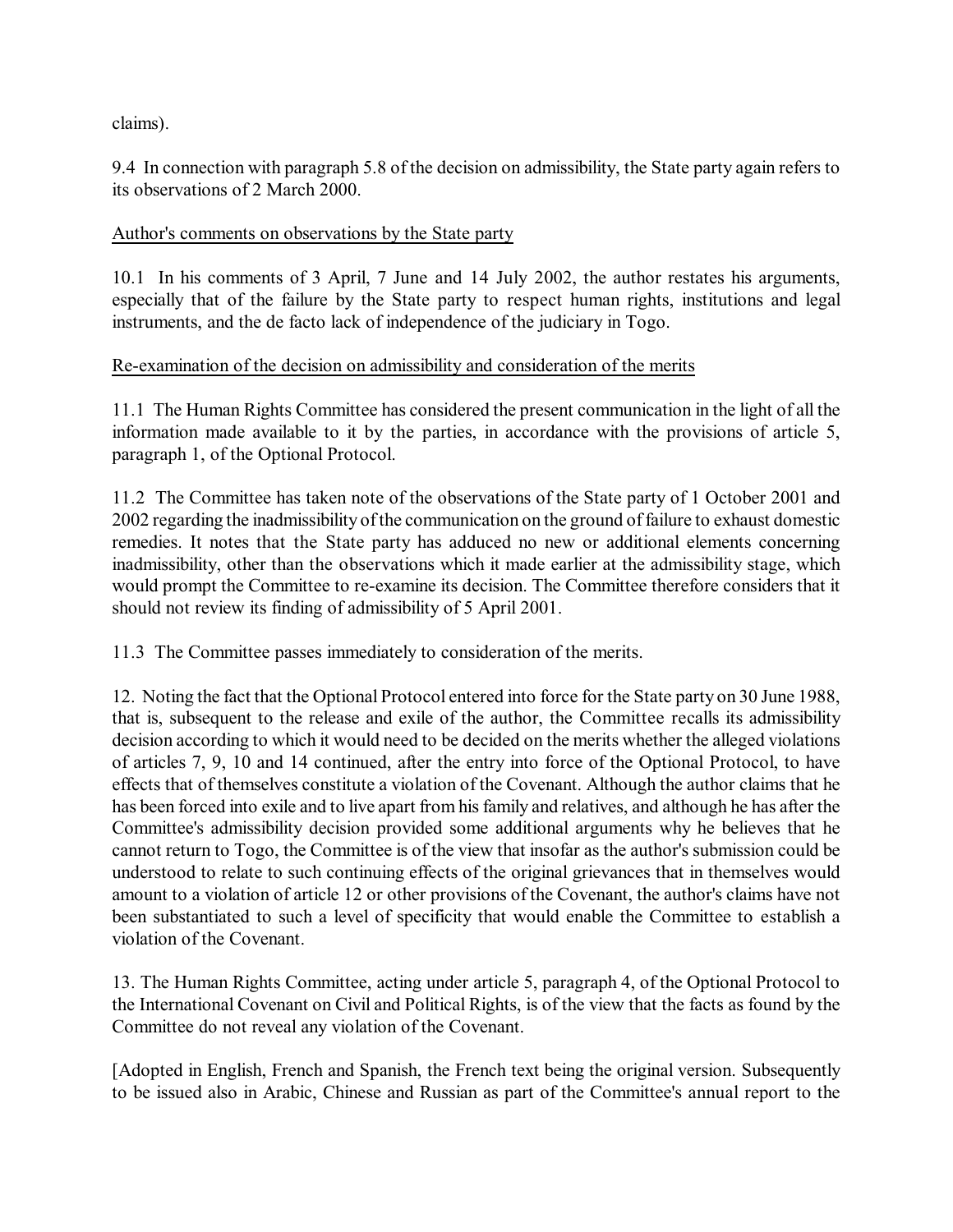claims).

9.4 In connection with paragraph 5.8 of the decision on admissibility, the State party again refers to its observations of 2 March 2000.

Author's comments on observations by the State party

10.1 In his comments of 3 April, 7 June and 14 July 2002, the author restates his arguments, especially that of the failure by the State party to respect human rights, institutions and legal instruments, and the de facto lack of independence of the judiciary in Togo.

Re-examination of the decision on admissibility and consideration of the merits

11.1 The Human Rights Committee has considered the present communication in the light of all the information made available to it by the parties, in accordance with the provisions of article 5, paragraph 1, of the Optional Protocol.

11.2 The Committee has taken note of the observations of the State party of 1 October 2001 and 2002 regarding the inadmissibility of the communication on the ground of failure to exhaust domestic remedies. It notes that the State party has adduced no new or additional elements concerning inadmissibility, other than the observations which it made earlier at the admissibility stage, which would prompt the Committee to re-examine its decision. The Committee therefore considers that it should not review its finding of admissibility of 5 April 2001.

11.3 The Committee passes immediately to consideration of the merits.

12. Noting the fact that the Optional Protocol entered into force for the State party on 30 June 1988, that is, subsequent to the release and exile of the author, the Committee recalls its admissibility decision according to which it would need to be decided on the merits whether the alleged violations of articles 7, 9, 10 and 14 continued, after the entry into force of the Optional Protocol, to have effects that of themselves constitute a violation of the Covenant. Although the author claims that he has been forced into exile and to live apart from his family and relatives, and although he has after the Committee's admissibility decision provided some additional arguments why he believes that he cannot return to Togo, the Committee is of the view that insofar as the author's submission could be understood to relate to such continuing effects of the original grievances that in themselves would amount to a violation of article 12 or other provisions of the Covenant, the author's claims have not been substantiated to such a level of specificity that would enable the Committee to establish a violation of the Covenant.

13. The Human Rights Committee, acting under article 5, paragraph 4, of the Optional Protocol to the International Covenant on Civil and Political Rights, is of the view that the facts as found by the Committee do not reveal any violation of the Covenant.

[Adopted in English, French and Spanish, the French text being the original version. Subsequently to be issued also in Arabic, Chinese and Russian as part of the Committee's annual report to the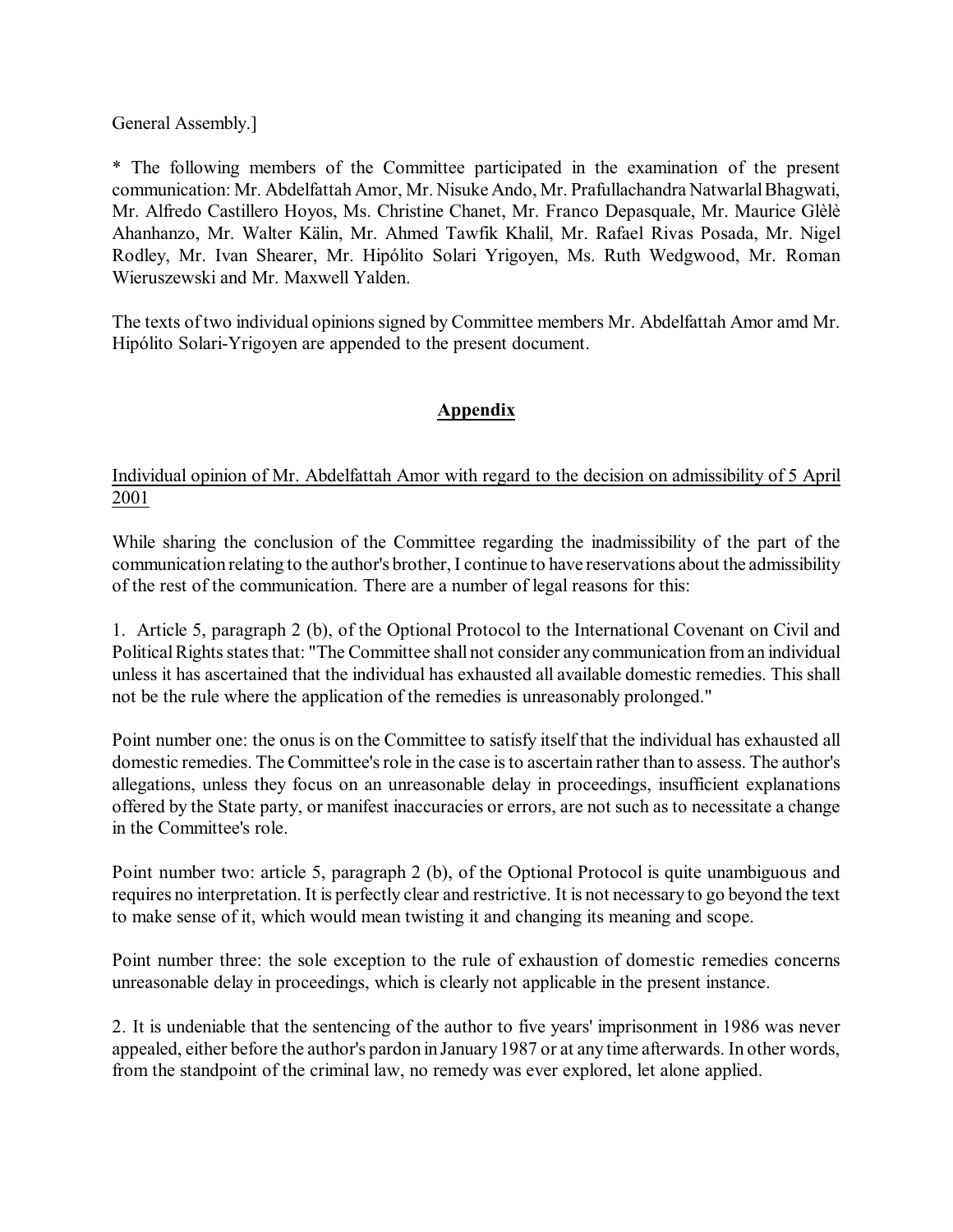General Assembly.]

* The following members of the Committee participated in the examination of the present communication: Mr. Abdelfattah Amor, Mr. Nisuke Ando, Mr. Prafullachandra Natwarlal Bhagwati, Mr. Alfredo Castillero Hoyos, Ms. Christine Chanet, Mr. Franco Depasquale, Mr. Maurice Glèlè Ahanhanzo, Mr. Walter Kälin, Mr. Ahmed Tawfik Khalil, Mr. Rafael Rivas Posada, Mr. Nigel Rodley, Mr. Ivan Shearer, Mr. Hipólito Solari Yrigoyen, Ms. Ruth Wedgwood, Mr. Roman Wieruszewski and Mr. Maxwell Yalden.

The texts of two individual opinions signed by Committee members Mr. Abdelfattah Amor amd Mr. Hipólito Solari-Yrigoyen are appended to the present document.

## Appendix

Individual opinion of Mr. Abdelfattah Amor with regard to the decision on admissibility of 5 April 2001

While sharing the conclusion of the Committee regarding the inadmissibility of the part of the communication relating to the author's brother, I continue to have reservations about the admissibility of the rest of the communication. There are a number of legal reasons for this:

1. Article 5, paragraph 2 (b), of the Optional Protocol to the International Covenant on Civil and Political Rights states that: "The Committee shall not consider any communication from an individual unless it has ascertained that the individual has exhausted all available domestic remedies. This shall not be the rule where the application of the remedies is unreasonably prolonged."

Point number one: the onus is on the Committee to satisfy itself that the individual has exhausted all domestic remedies. The Committee's role in the case is to ascertain rather than to assess. The author's allegations, unless they focus on an unreasonable delay in proceedings, insufficient explanations offered by the State party, or manifest inaccuracies or errors, are not such as to necessitate a change in the Committee's role.

Point number two: article 5, paragraph 2 (b), of the Optional Protocol is quite unambiguous and requires no interpretation. It is perfectly clear and restrictive. It is not necessary to go beyond the text to make sense of it, which would mean twisting it and changing its meaning and scope.

Point number three: the sole exception to the rule of exhaustion of domestic remedies concerns unreasonable delay in proceedings, which is clearly not applicable in the present instance.

2. It is undeniable that the sentencing of the author to five years' imprisonment in 1986 was never appealed, either before the author's pardon in January 1987 or at any time afterwards. In other words, from the standpoint of the criminal law, no remedy was ever explored, let alone applied.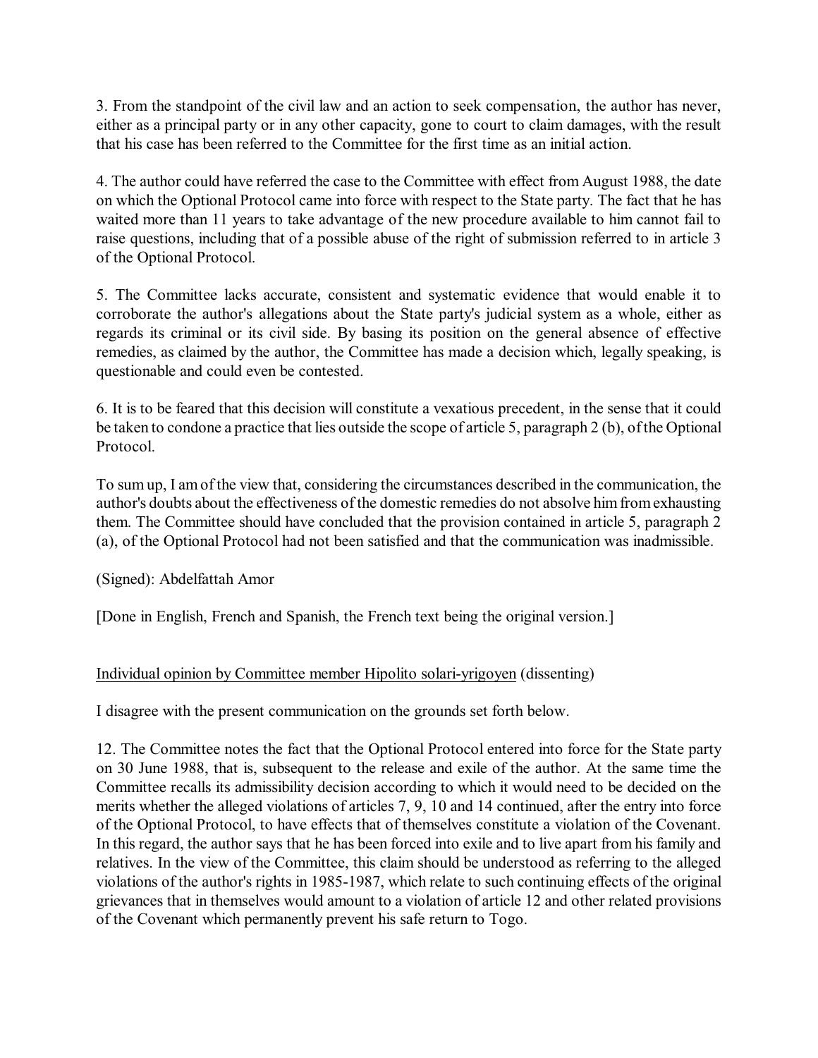3. From the standpoint of the civil law and an action to seek compensation, the author has never, either as a principal party or in any other capacity, gone to court to claim damages, with the result that his case has been referred to the Committee for the first time as an initial action.

4. The author could have referred the case to the Committee with effect from August 1988, the date on which the Optional Protocol came into force with respect to the State party. The fact that he has waited more than 11 years to take advantage of the new procedure available to him cannot fail to raise questions, including that of a possible abuse of the right of submission referred to in article 3 of the Optional Protocol.

5. The Committee lacks accurate, consistent and systematic evidence that would enable it to corroborate the author's allegations about the State party's judicial system as a whole, either as regards its criminal or its civil side. By basing its position on the general absence of effective remedies, as claimed by the author, the Committee has made a decision which, legally speaking, is questionable and could even be contested.

6. It is to be feared that this decision will constitute a vexatious precedent, in the sense that it could be taken to condone a practice that lies outside the scope of article 5, paragraph 2 (b), of the Optional Protocol.

To sum up, I am of the view that, considering the circumstances described in the communication, the author's doubts about the effectiveness of the domestic remedies do not absolve him from exhausting them. The Committee should have concluded that the provision contained in article 5, paragraph 2 (a), of the Optional Protocol had not been satisfied and that the communication was inadmissible.

(Signed): Abdelfattah Amor

[Done in English, French and Spanish, the French text being the original version.]

<u>Individual opinion by Committee member Hipolito solari-yrigoyen</u> (dissenting)

I disagree with the present communication on the grounds set forth below.

12. The Committee notes the fact that the Optional Protocol entered into force for the State party on 30 June 1988, that is, subsequent to the release and exile of the author. At the same time the Committee recalls its admissibility decision according to which it would need to be decided on the merits whether the alleged violations of articles 7, 9, 10 and 14 continued, after the entry into force of the Optional Protocol, to have effects that of themselves constitute a violation of the Covenant. In this regard, the author says that he has been forced into exile and to live apart from his family and relatives. In the view of the Committee, this claim should be understood as referring to the alleged violations of the author's rights in 1985-1987, which relate to such continuing effects of the original grievances that in themselves would amount to a violation of article 12 and other related provisions of the Covenant which permanently prevent his safe return to Togo.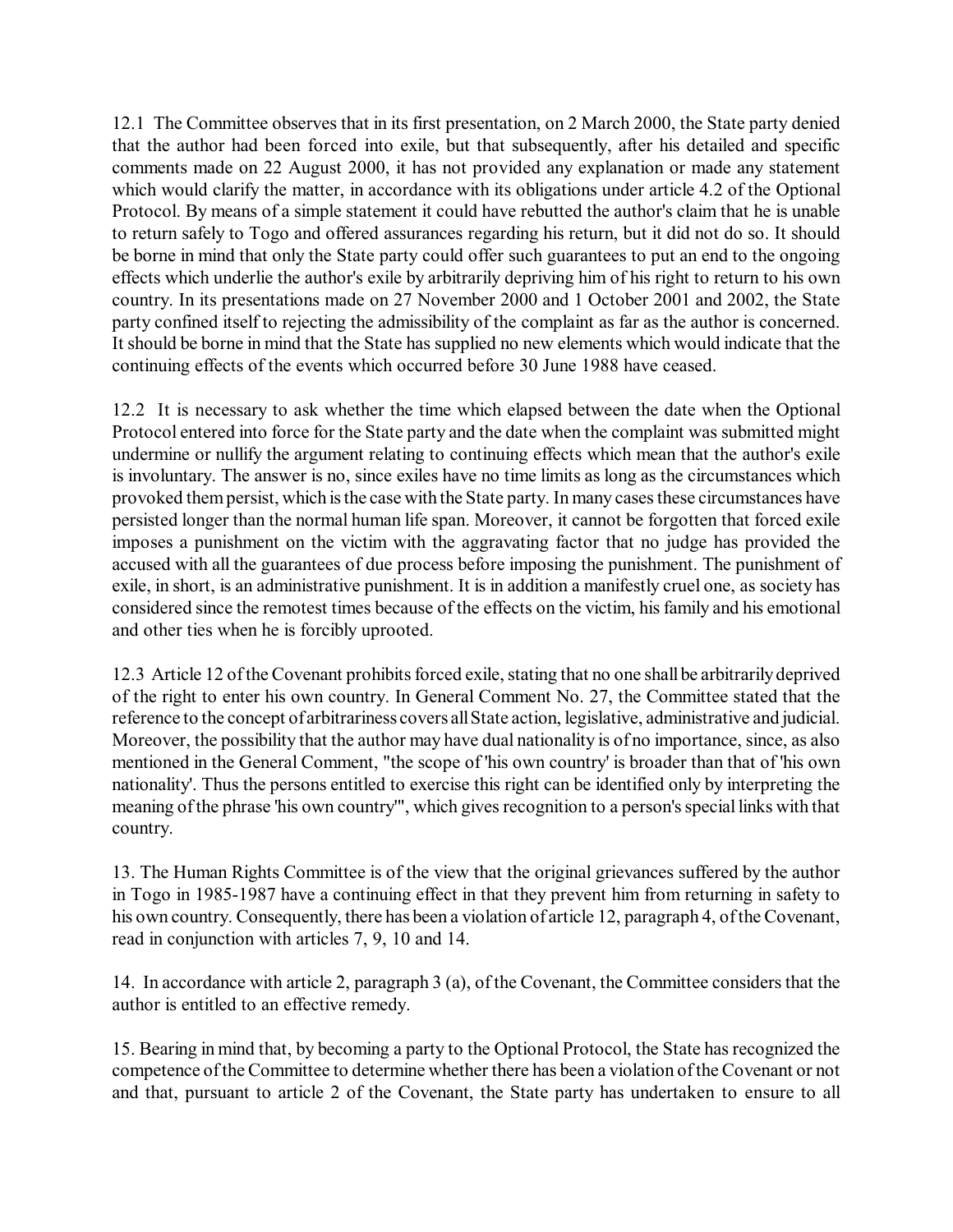12.1 The Committee observes that in its first presentation, on 2 March 2000, the State party denied that the author had been forced into exile, but that subsequently, after his detailed and specific comments made on 22 August 2000, it has not provided any explanation or made any statement which would clarify the matter, in accordance with its obligations under article 4.2 of the Optional Protocol. By means of a simple statement it could have rebutted the author's claim that he is unable to return safely to Togo and offered assurances regarding his return, but it did not do so. It should be borne in mind that only the State party could offer such guarantees to put an end to the ongoing effects which underlie the author's exile by arbitrarily depriving him of his right to return to his own country. In its presentations made on 27 November 2000 and 1 October 2001 and 2002, the State party confined itself to rejecting the admissibility of the complaint as far as the author is concerned. It should be borne in mind that the State has supplied no new elements which would indicate that the continuing effects of the events which occurred before 30 June 1988 have ceased.

12.2 It is necessary to ask whether the time which elapsed between the date when the Optional Protocol entered into force for the State party and the date when the complaint was submitted might undermine or nullify the argument relating to continuing effects which mean that the author's exile is involuntary. The answer is no, since exiles have no time limits as long as the circumstances which provoked them persist, which is the case with the State party. In many cases these circumstances have persisted longer than the normal human life span. Moreover, it cannot be forgotten that forced exile imposes a punishment on the victim with the aggravating factor that no judge has provided the accused with all the guarantees of due process before imposing the punishment. The punishment of exile, in short, is an administrative punishment. It is in addition a manifestly cruel one, as society has considered since the remotest times because of the effects on the victim, his family and his emotional and other ties when he is forcibly uprooted.

12.3 Article 12 of the Covenant prohibits forced exile, stating that no one shall be arbitrarily deprived of the right to enter his own country. In General Comment No. 27, the Committee stated that the reference to the concept of arbitrariness covers all State action, legislative, administrative and judicial. Moreover, the possibility that the author may have dual nationality is of no importance, since, as also mentioned in the General Comment, "the scope of 'his own country' is broader than that of 'his own nationality'. Thus the persons entitled to exercise this right can be identified only by interpreting the meaning of the phrase 'his own country'", which gives recognition to a person's special links with that country.

13. The Human Rights Committee is of the view that the original grievances suffered by the author in Togo in 1985-1987 have a continuing effect in that they prevent him from returning in safety to his own country. Consequently, there has been a violation of article 12, paragraph 4, of the Covenant, read in conjunction with articles 7, 9, 10 and 14.

14. In accordance with article 2, paragraph 3 (a), of the Covenant, the Committee considers that the author is entitled to an effective remedy.

15. Bearing in mind that, by becoming a party to the Optional Protocol, the State has recognized the competence of the Committee to determine whether there has been a violation of the Covenant or not and that, pursuant to article 2 of the Covenant, the State party has undertaken to ensure to all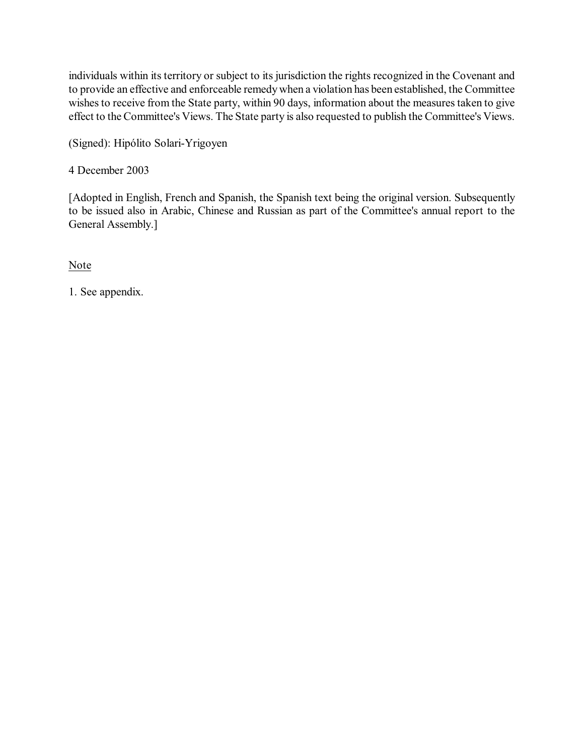individuals within its territory or subject to its jurisdiction the rights recognized in the Covenant and to provide an effective and enforceable remedy when a violation has been established, the Committee wishes to receive from the State party, within 90 days, information about the measures taken to give effect to the Committee's Views. The State party is also requested to publish the Committee's Views.

(Signed): Hipólito Solari-Yrigoyen

4 December 2003

[Adopted in English, French and Spanish, the Spanish text being the original version. Subsequently to be issued also in Arabic, Chinese and Russian as part of the Committee's annual report to the General Assembly.]

Note

1. See appendix.